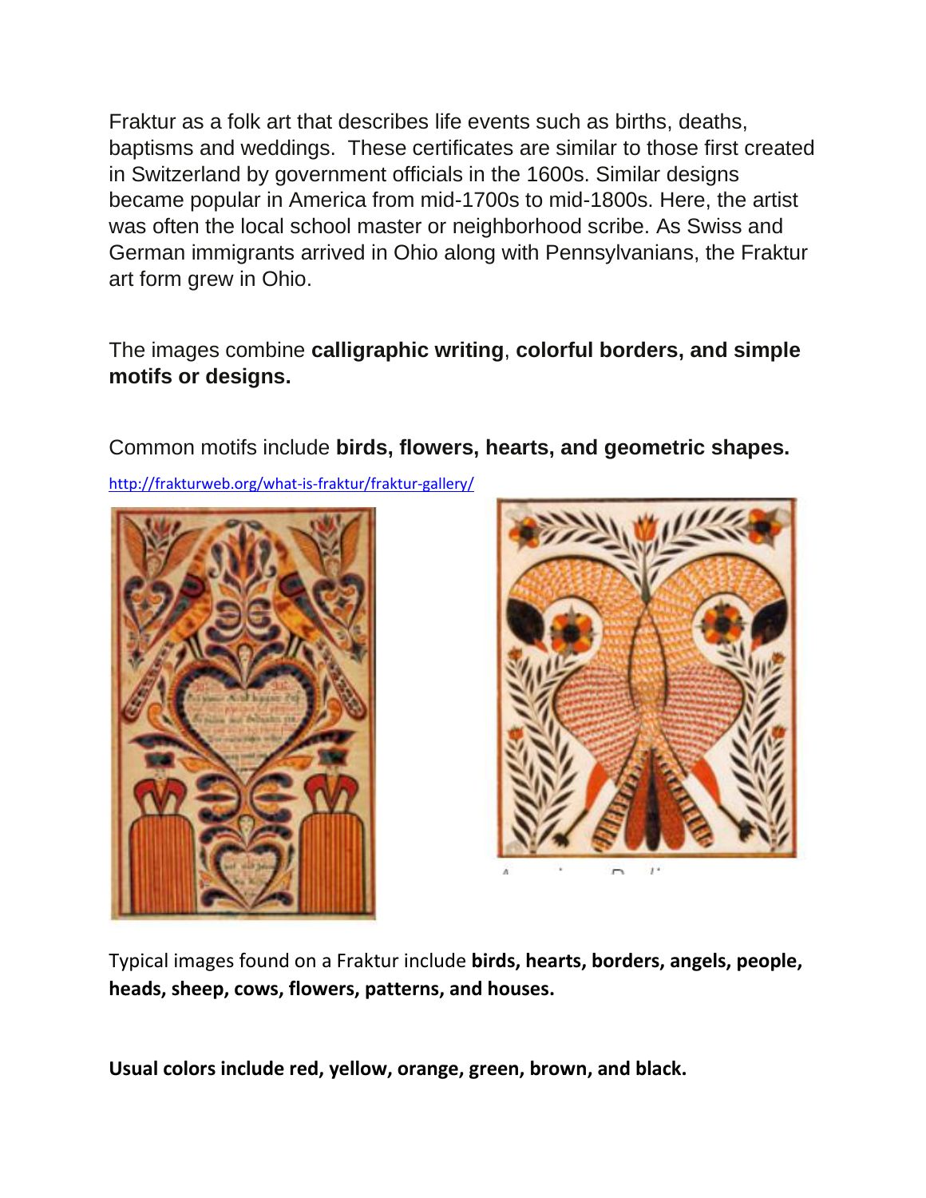Fraktur as a folk art that describes life events such as births, deaths, baptisms and weddings. These certificates are similar to those first created in Switzerland by government officials in the 1600s. Similar designs became popular in America from mid-1700s to mid-1800s. Here, the artist was often the local school master or neighborhood scribe. As Swiss and German immigrants arrived in Ohio along with Pennsylvanians, the Fraktur art form grew in Ohio.

The images combine **calligraphic writing**, **colorful borders, and simple motifs or designs.**

Common motifs include **birds, flowers, hearts, and geometric shapes.**

http://frakturweb.org/what-is-fraktur/fraktur-gallery/

Typical images found on a Fraktur include **birds, hearts, borders, angels, people, heads, sheep, cows, flowers, patterns, and houses.**

**Usual colors include red, yellow, orange, green, brown, and black.**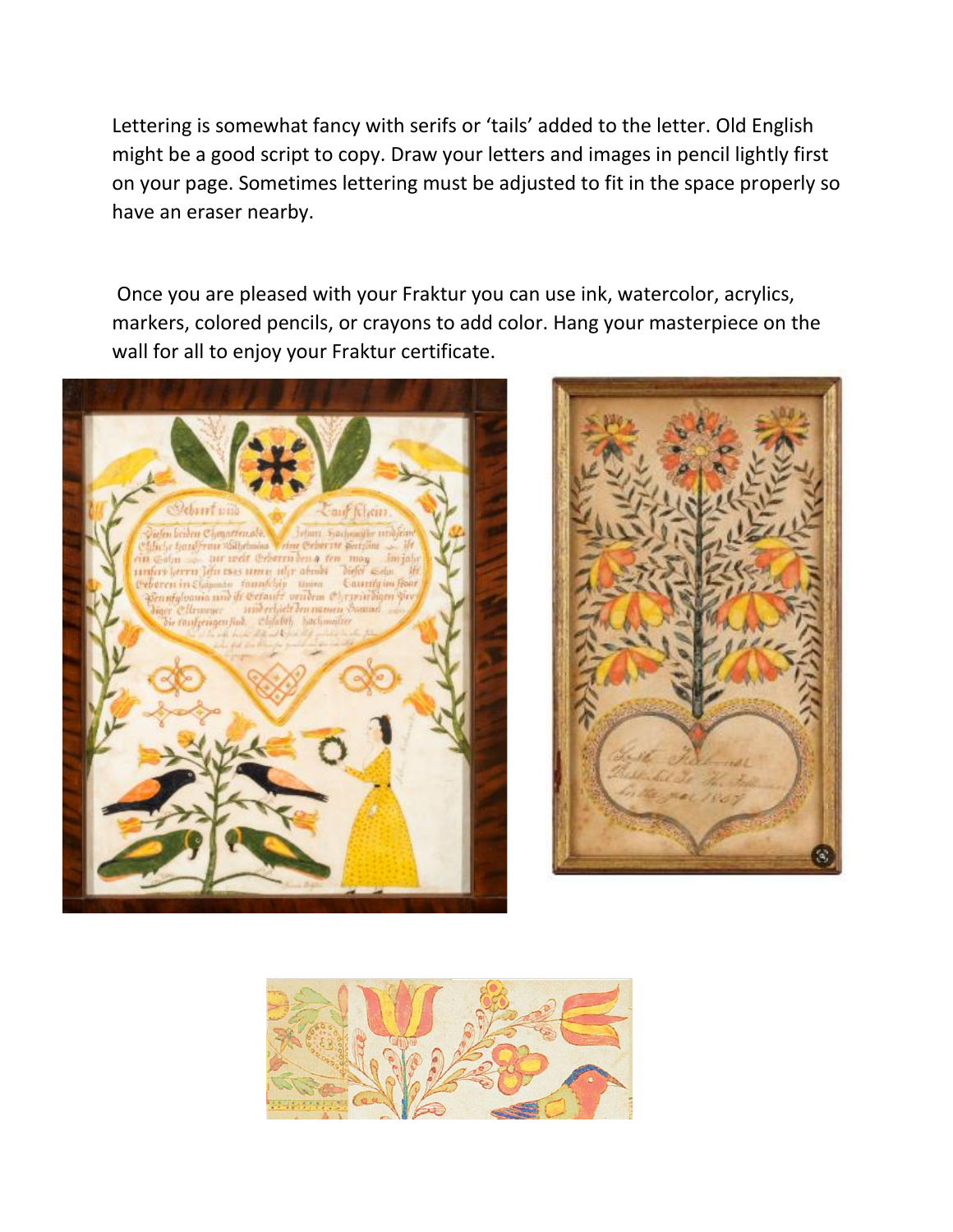Lettering is somewhat fancy with serifs or 'tails' added to the letter. Old English might be a good script to copy. Draw your letters and images in pencil lightly first on your page. Sometimes lettering must be adjusted to fit in the space properly so have an eraser nearby.

Once you are pleased with your Fraktur you can use ink, watercolor, acrylics, markers, colored pencils, or crayons to add color. Hang your masterpiece on the wall for all to enjoy your Fraktur certificate.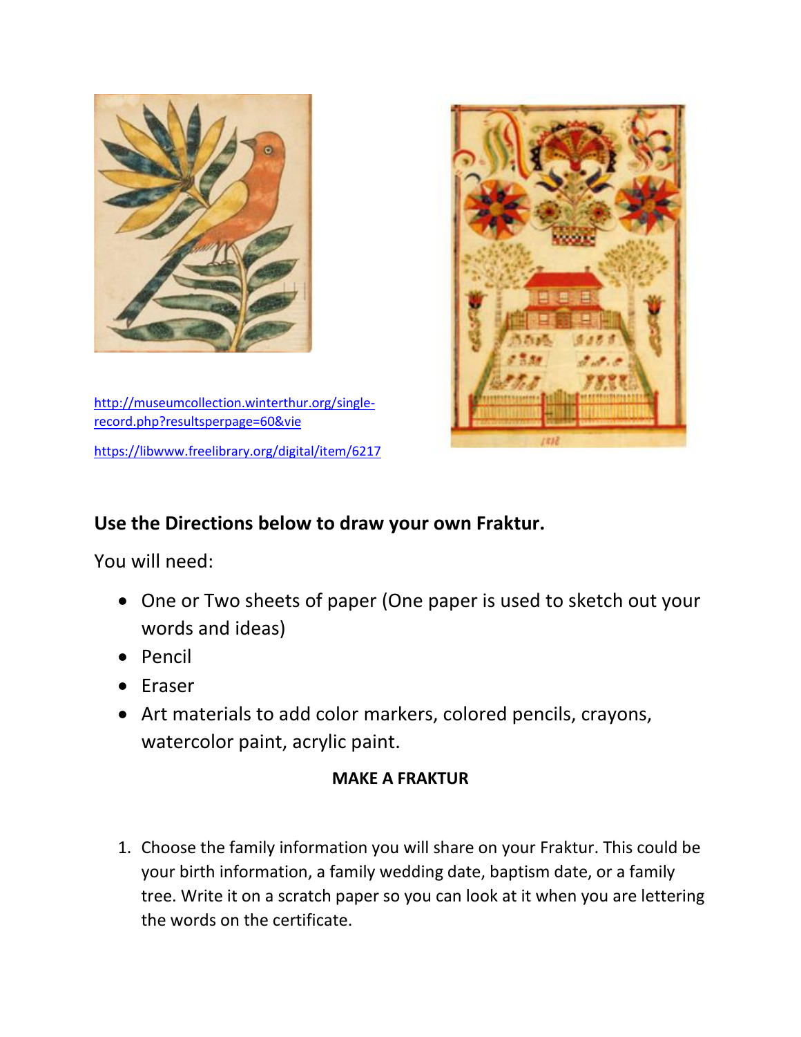http://museumcollection.winterthur.org/single-record.php?resultsperpage=60&vie

https://libwww.freelibrary.org/digital/item/6217

## Use the Directions below to draw your own Fraktur.

You will need:

- One or Two sheets of paper (One paper is used to sketch out your words and ideas)
- Pencil
- Eraser
- Art materials to add color markers, colored pencils, crayons, watercolor paint, acrylic paint.

**MAKE A FRAKTUR**

1. Choose the family information you will share on your Fraktur. This could be your birth information, a family wedding date, baptism date, or a family tree. Write it on a scratch paper so you can look at it when you are lettering the words on the certificate.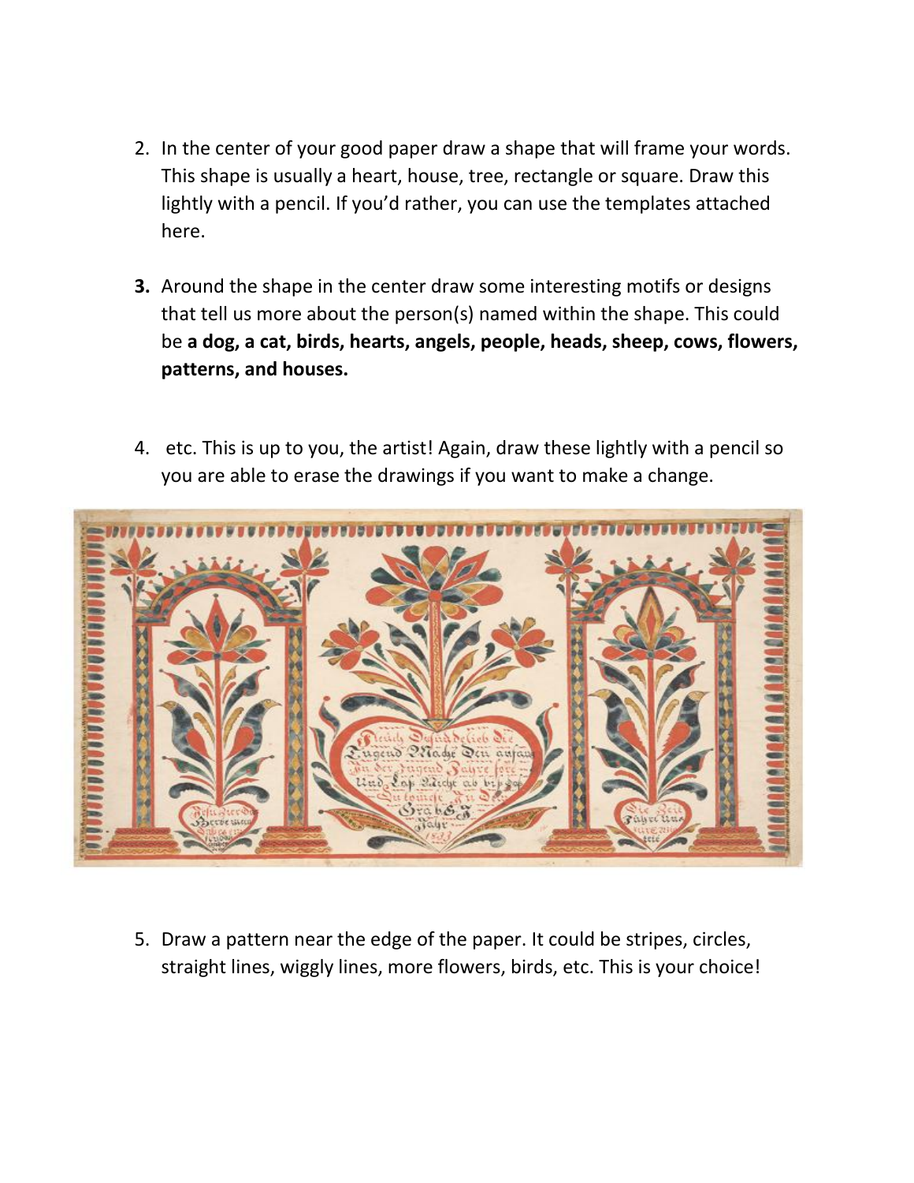2. In the center of your good paper draw a shape that will frame your words. This shape is usually a heart, house, tree, rectangle or square. Draw this lightly with a pencil. If you'd rather, you can use the templates attached here.

3. Around the shape in the center draw some interesting motifs or designs that tell us more about the person(s) named within the shape. This could be **a dog, a cat, birds, hearts, angels, people, heads, sheep, cows, flowers, patterns, and houses.**

4. etc. This is up to you, the artist! Again, draw these lightly with a pencil so you are able to erase the drawings if you want to make a change.

5. Draw a pattern near the edge of the paper. It could be stripes, circles, straight lines, wiggly lines, more flowers, birds, etc. This is your choice!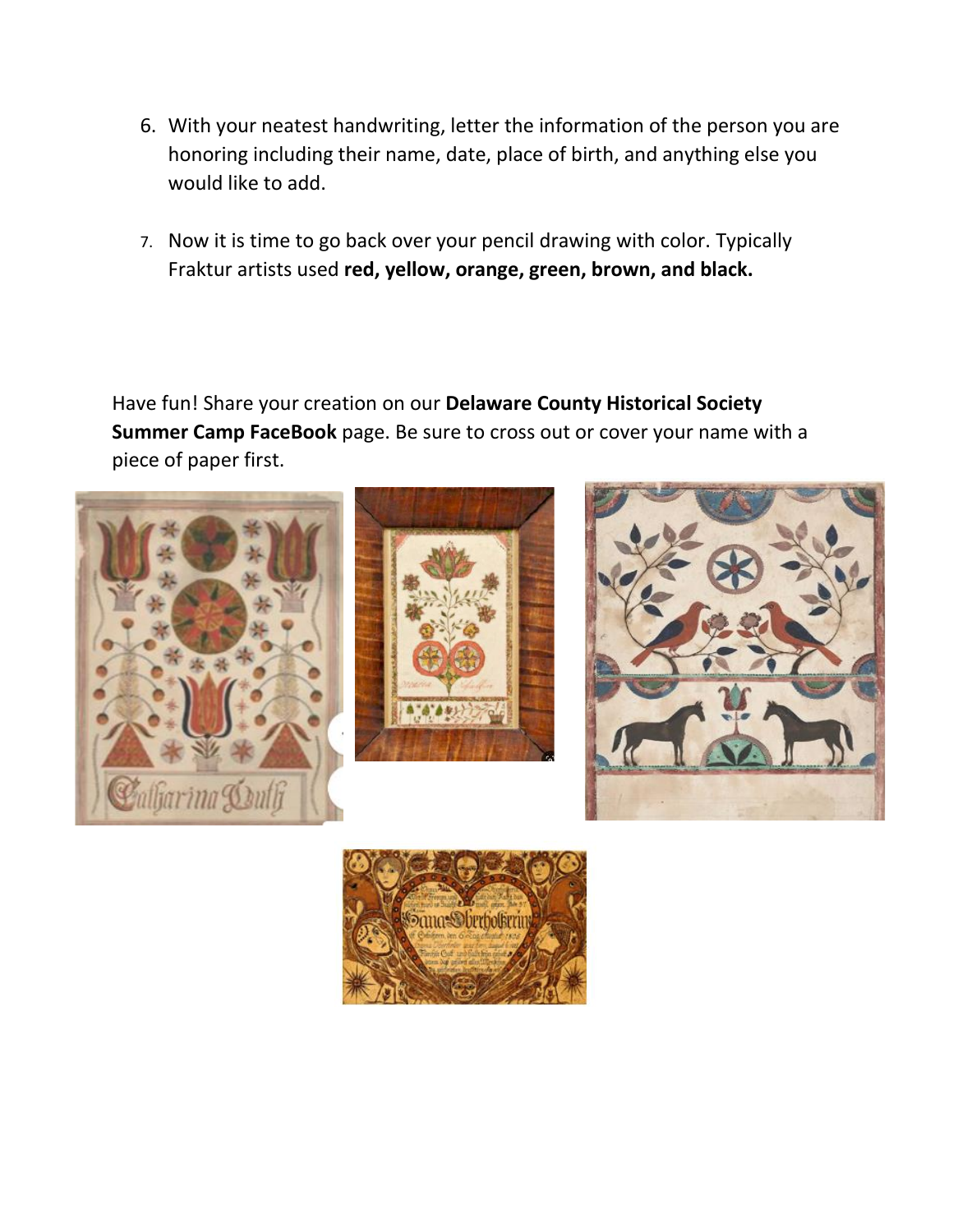6. With your neatest handwriting, letter the information of the person you are honoring including their name, date, place of birth, and anything else you would like to add.

7. Now it is time to go back over your pencil drawing with color. Typically Fraktur artists used **red, yellow, orange, green, brown, and black.**

Have fun! Share your creation on our **Delaware County Historical Society Summer Camp FaceBook** page. Be sure to cross out or cover your name with a piece of paper first.